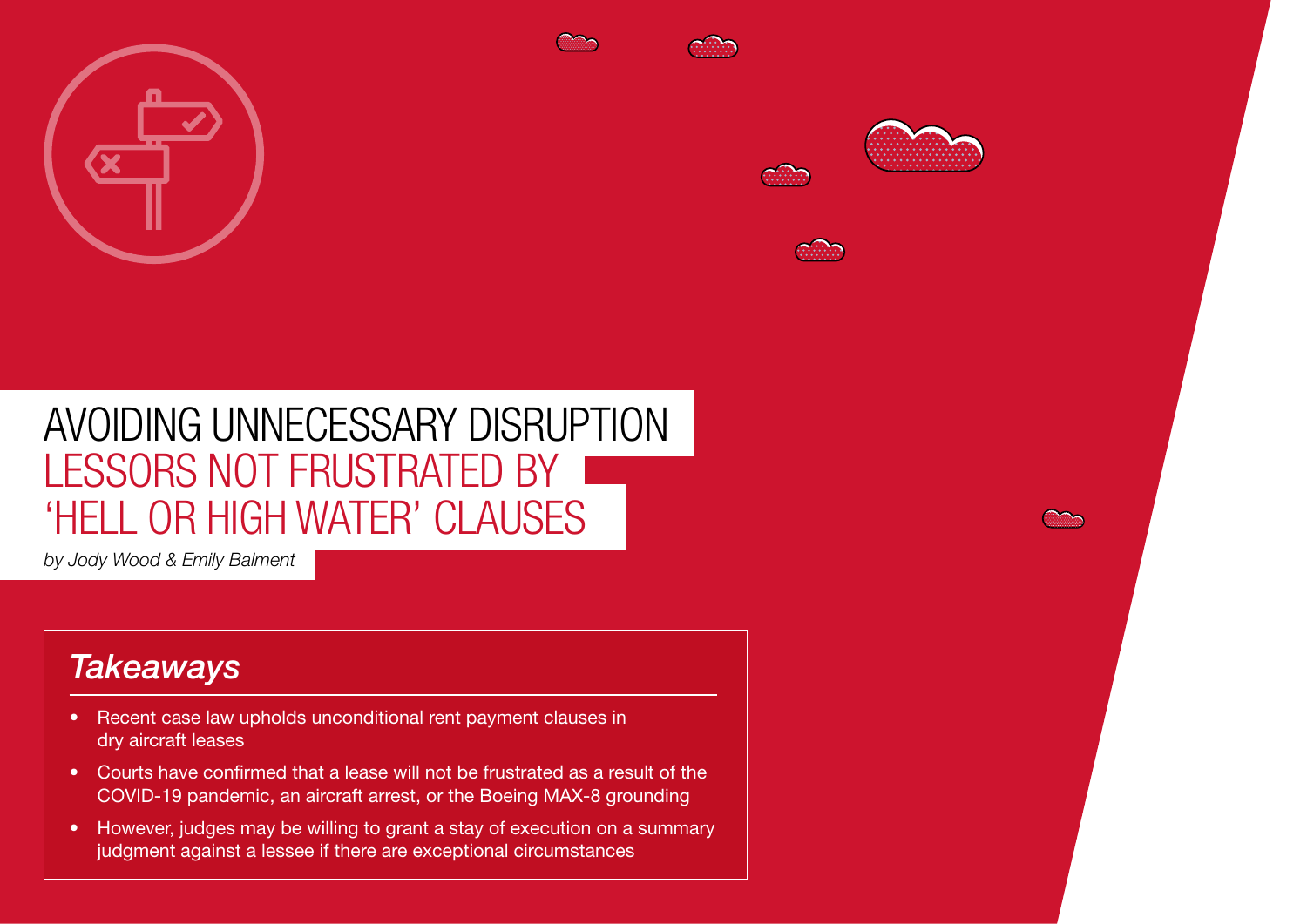# AVOIDING UNNECESSARY DISRUPTION LESSORS NOT FRUSTRATED BY 'HELL OR HIGH WATER' CLAUSES

*by Jody Wood & Emily Balment*

## *Takeaways*

- Recent case law upholds unconditional rent payment clauses in dry aircraft leases
- Courts have confirmed that a lease will not be frustrated as a result of the COVID-19 pandemic, an aircraft arrest, or the Boeing MAX-8 grounding
- However, judges may be willing to grant a stay of execution on a summary judgment against a lessee if there are exceptional circumstances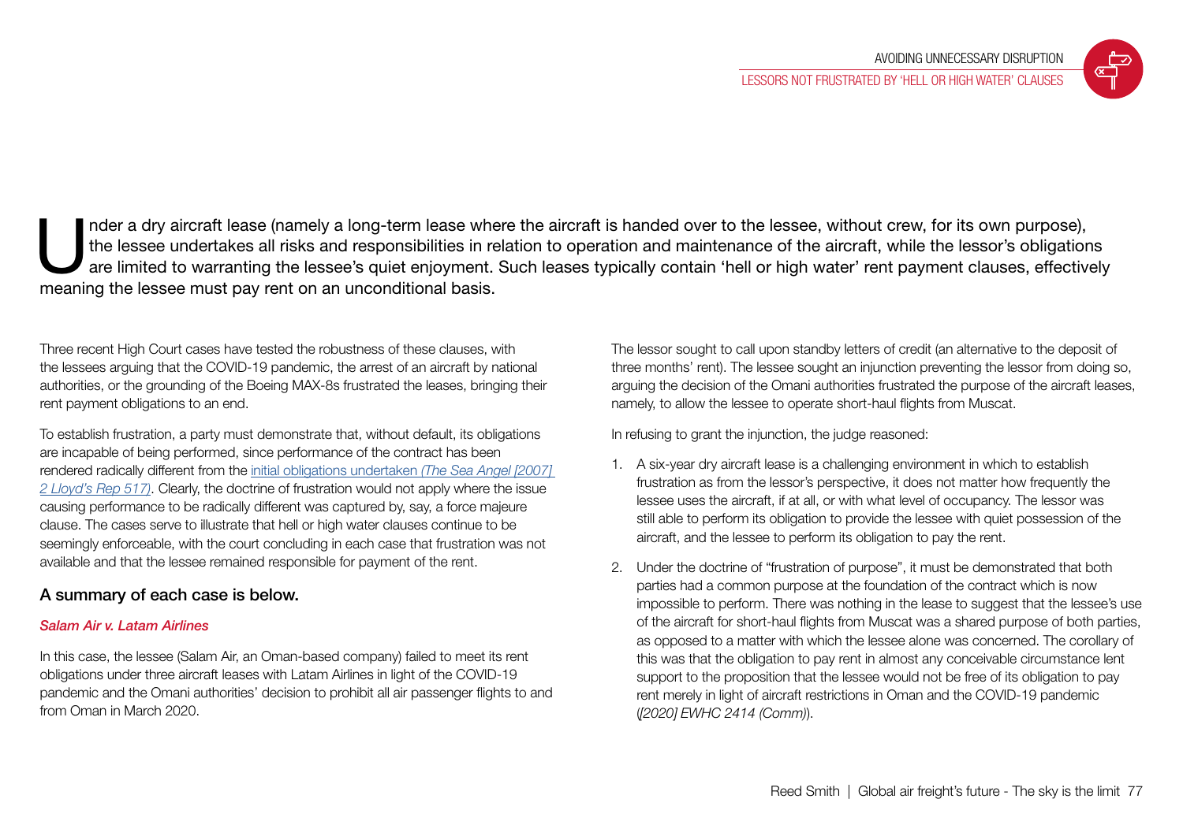Under a dry aircraft lease (namely a long-term lease where the aircraft is handed over to the lessee, without crew, for its own purpose), the lessee undertakes all risks and responsibilities in relation to operation and maintenance of the aircraft, while the lessor's obligations are limited to warranting the lessee's quiet enjoyment. Such leases typically contain 'hell or high water' rent payment clauses, effectively meaning the lessee must pay rent on an unconditional basis.

Three recent High Court cases have tested the robustness of these clauses, with the lessees arguing that the COVID-19 pandemic, the arrest of an aircraft by national authorities, or the grounding of the Boeing MAX-8s frustrated the leases, bringing their rent payment obligations to an end.

To establish frustration, a party must demonstrate that, without default, its obligations are incapable of being performed, since performance of the contract has been rendered radically different from the initial obligations undertaken *(The Sea Angel [2007] 2 Lloyd's Rep 517)*. Clearly, the doctrine of frustration would not apply where the issue causing performance to be radically different was captured by, say, a force majeure clause. The cases serve to illustrate that hell or high water clauses continue to be seemingly enforceable, with the court concluding in each case that frustration was not available and that the lessee remained responsible for payment of the rent.

## A summary of each case is below.

### *Salam Air v. Latam Airlines*

In this case, the lessee (Salam Air, an Oman-based company) failed to meet its rent obligations under three aircraft leases with Latam Airlines in light of the COVID-19 pandemic and the Omani authorities' decision to prohibit all air passenger flights to and from Oman in March 2020.

The lessor sought to call upon standby letters of credit (an alternative to the deposit of three months' rent). The lessee sought an injunction preventing the lessor from doing so, arguing the decision of the Omani authorities frustrated the purpose of the aircraft leases, namely, to allow the lessee to operate short-haul flights from Muscat.

In refusing to grant the injunction, the judge reasoned:

1. A six-year dry aircraft lease is a challenging environment in which to establish frustration as from the lessor's perspective, it does not matter how frequently the lessee uses the aircraft, if at all, or with what level of occupancy. The lessor was still able to perform its obligation to provide the lessee with quiet possession of the aircraft, and the lessee to perform its obligation to pay the rent.
2. Under the doctrine of "frustration of purpose", it must be demonstrated that both parties had a common purpose at the foundation of the contract which is now impossible to perform. There was nothing in the lease to suggest that the lessee's use of the aircraft for short-haul flights from Muscat was a shared purpose of both parties, as opposed to a matter with which the lessee alone was concerned. The corollary of this was that the obligation to pay rent in almost any conceivable circumstance lent support to the proposition that the lessee would not be free of its obligation to pay rent merely in light of aircraft restrictions in Oman and the COVID-19 pandemic (*[2020] EWHC 2414 (Comm)*).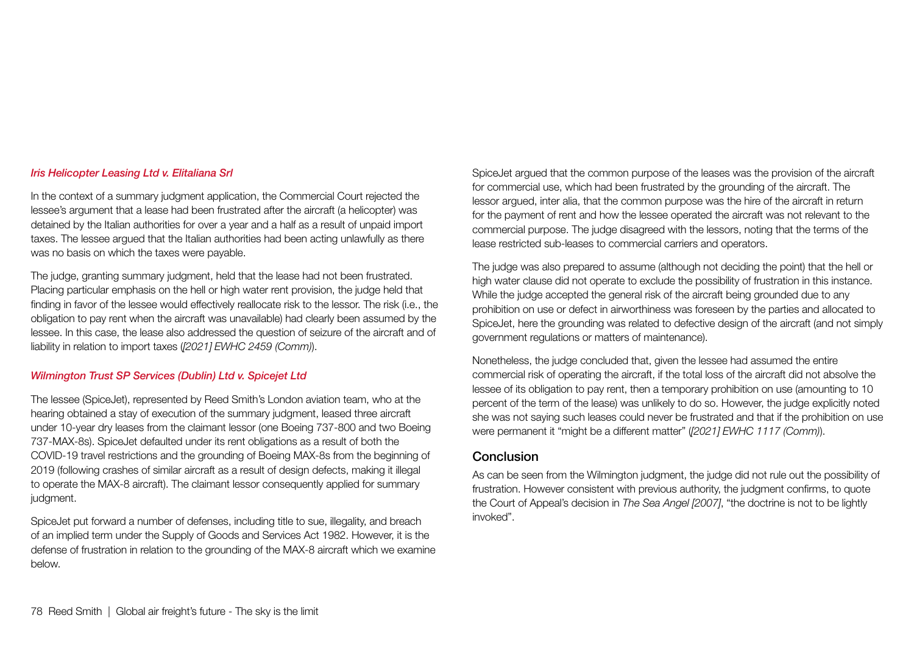### *Iris Helicopter Leasing Ltd v. Elitaliana Srl*

In the context of a summary judgment application, the Commercial Court rejected the lessee's argument that a lease had been frustrated after the aircraft (a helicopter) was detained by the Italian authorities for over a year and a half as a result of unpaid import taxes. The lessee argued that the Italian authorities had been acting unlawfully as there was no basis on which the taxes were payable.

The judge, granting summary judgment, held that the lease had not been frustrated. Placing particular emphasis on the hell or high water rent provision, the judge held that finding in favor of the lessee would effectively reallocate risk to the lessor. The risk (i.e., the obligation to pay rent when the aircraft was unavailable) had clearly been assumed by the lessee. In this case, the lease also addressed the question of seizure of the aircraft and of liability in relation to import taxes (*[2021] EWHC 2459 (Comm)*).

### *Wilmington Trust SP Services (Dublin) Ltd v. Spicejet Ltd*

The lessee (SpiceJet), represented by Reed Smith's London aviation team, who at the hearing obtained a stay of execution of the summary judgment, leased three aircraft under 10-year dry leases from the claimant lessor (one Boeing 737-800 and two Boeing 737-MAX-8s). SpiceJet defaulted under its rent obligations as a result of both the COVID-19 travel restrictions and the grounding of Boeing MAX-8s from the beginning of 2019 (following crashes of similar aircraft as a result of design defects, making it illegal to operate the MAX-8 aircraft). The claimant lessor consequently applied for summary judgment.

SpiceJet put forward a number of defenses, including title to sue, illegality, and breach of an implied term under the Supply of Goods and Services Act 1982. However, it is the defense of frustration in relation to the grounding of the MAX-8 aircraft which we examine below.

SpiceJet argued that the common purpose of the leases was the provision of the aircraft for commercial use, which had been frustrated by the grounding of the aircraft. The lessor argued, inter alia, that the common purpose was the hire of the aircraft in return for the payment of rent and how the lessee operated the aircraft was not relevant to the commercial purpose. The judge disagreed with the lessors, noting that the terms of the lease restricted sub-leases to commercial carriers and operators.

The judge was also prepared to assume (although not deciding the point) that the hell or high water clause did not operate to exclude the possibility of frustration in this instance. While the judge accepted the general risk of the aircraft being grounded due to any prohibition on use or defect in airworthiness was foreseen by the parties and allocated to SpiceJet, here the grounding was related to defective design of the aircraft (and not simply government regulations or matters of maintenance).

Nonetheless, the judge concluded that, given the lessee had assumed the entire commercial risk of operating the aircraft, if the total loss of the aircraft did not absolve the lessee of its obligation to pay rent, then a temporary prohibition on use (amounting to 10 percent of the term of the lease) was unlikely to do so. However, the judge explicitly noted she was not saying such leases could never be frustrated and that if the prohibition on use were permanent it "might be a different matter" (*[2021] EWHC 1117 (Comm)*).

## Conclusion

As can be seen from the Wilmington judgment, the judge did not rule out the possibility of frustration. However consistent with previous authority, the judgment confirms, to quote the Court of Appeal's decision in *The Sea Angel [2007]*, "the doctrine is not to be lightly invoked".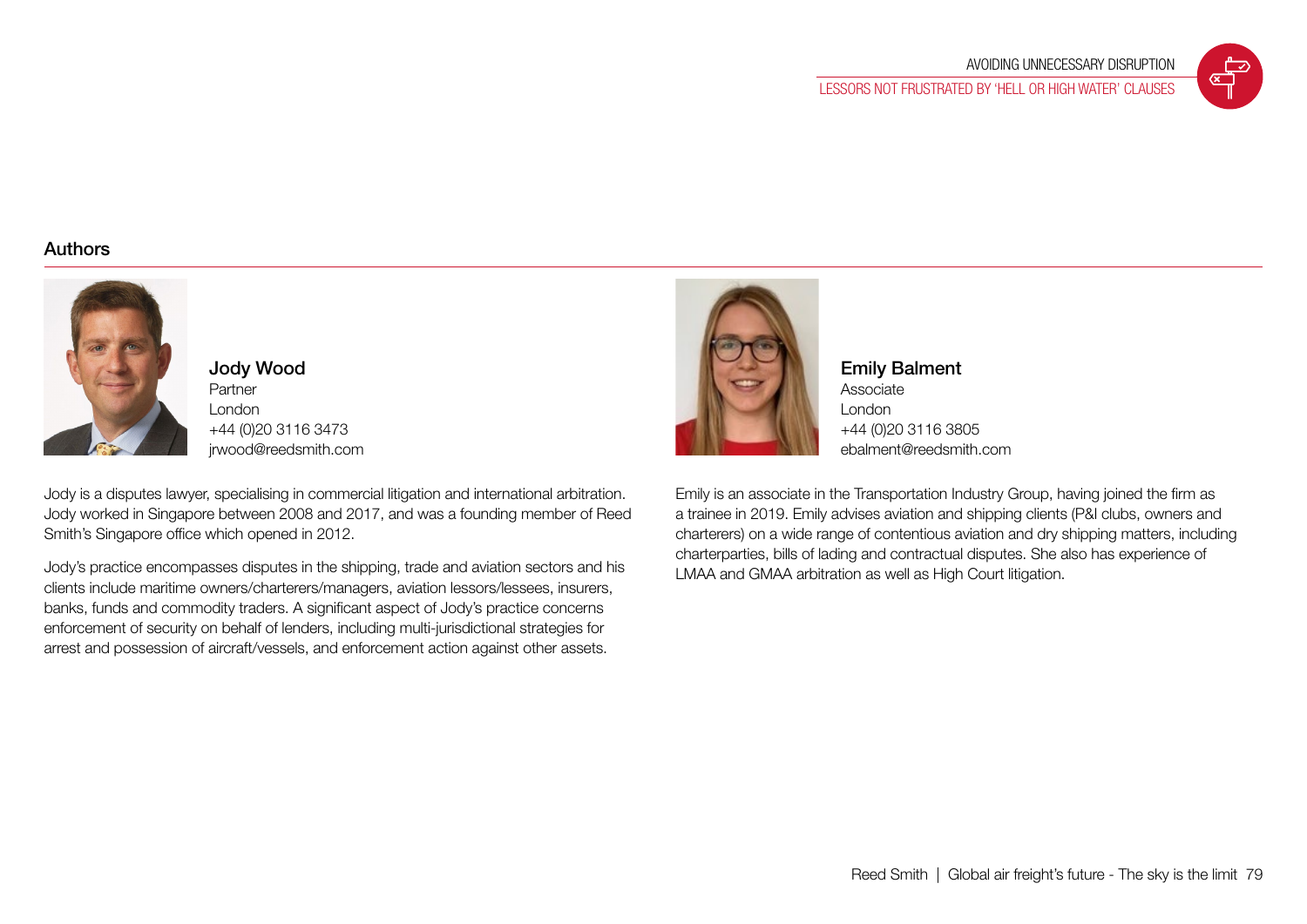## Authors

### Jody Wood

Partner
London
+44 (0)20 3116 3473
jrwood@reedsmith.com

Jody is a disputes lawyer, specialising in commercial litigation and international arbitration. Jody worked in Singapore between 2008 and 2017, and was a founding member of Reed Smith's Singapore office which opened in 2012.

Jody's practice encompasses disputes in the shipping, trade and aviation sectors and his clients include maritime owners/charterers/managers, aviation lessors/lessees, insurers, banks, funds and commodity traders. A significant aspect of Jody's practice concerns enforcement of security on behalf of lenders, including multi-jurisdictional strategies for arrest and possession of aircraft/vessels, and enforcement action against other assets.

### Emily Balment

Associate
London
+44 (0)20 3116 3805
ebalment@reedsmith.com

Emily is an associate in the Transportation Industry Group, having joined the firm as a trainee in 2019. Emily advises aviation and shipping clients (P&I clubs, owners and charterers) on a wide range of contentious aviation and dry shipping matters, including charterparties, bills of lading and contractual disputes. She also has experience of LMAA and GMAA arbitration as well as High Court litigation.